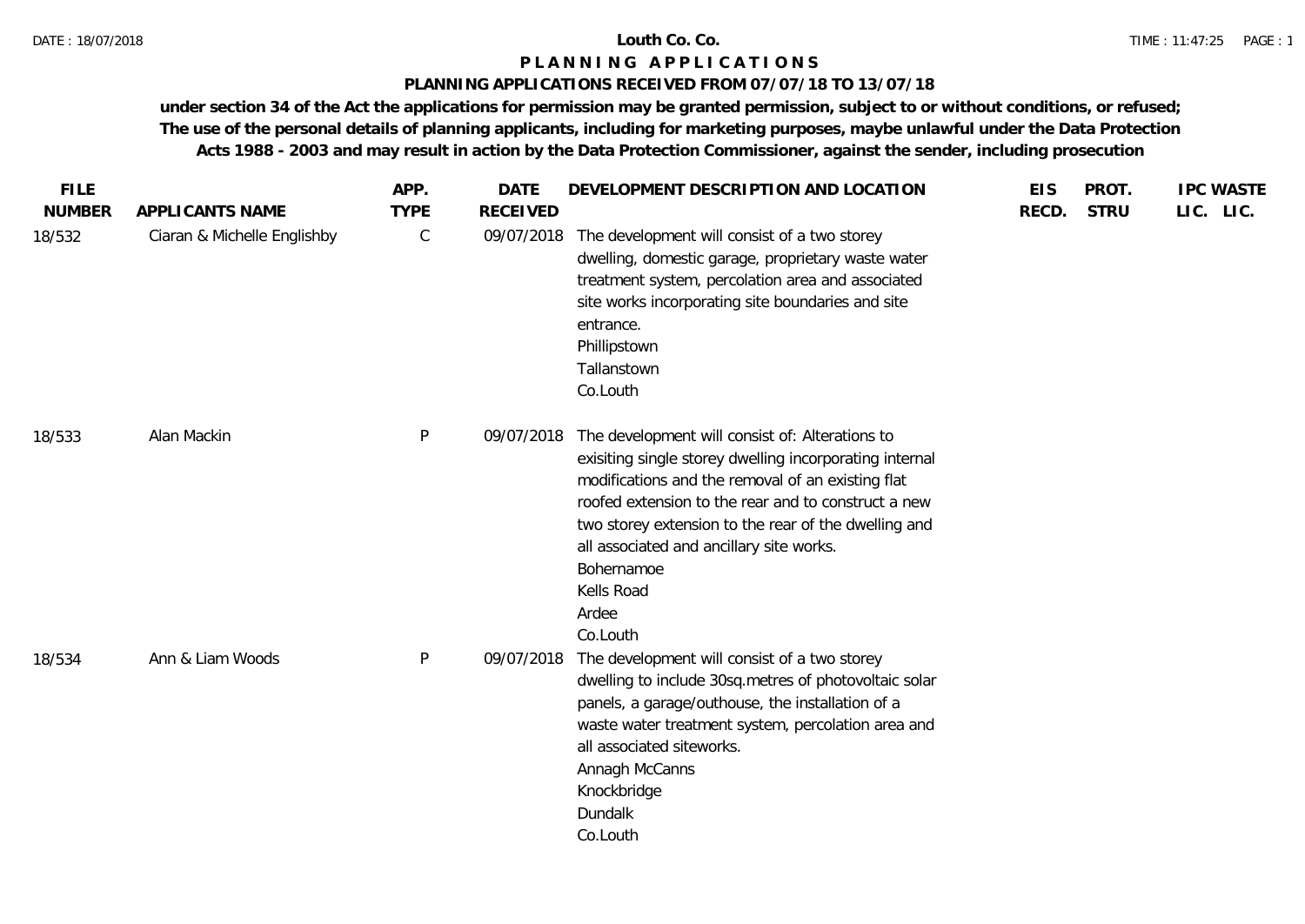# Louth Co. Co.

## P L A N N I N G A P P L I C A T I O N S

### PLANNING APPLICATIONS RECEIVED FROM 07/07/18 TO 13/07/18

**under section 34 of the Act the applications for permission may be granted permission, subject to or without conditions, or refused; The use of the personal details of planning applicants, including for marketing purposes, maybe unlawful under the Data Protection Acts 1988 - 2003 and may result in action by the Data Protection Commissioner, against the sender, including prosecution**

| FILE NUMBER | APPLICANTS NAME | APP. TYPE | DATE RECEIVED | DEVELOPMENT DESCRIPTION AND LOCATION | EIS RECD. | PROT. STRU | IPC LIC. | WASTE LIC. |
|---|---|---|---|---|---|---|---|---|
| 18/532 | Ciaran & Michelle Englishby | C | 09/07/2018 | The development will consist of a two storey dwelling, domestic garage, proprietary waste water treatment system, percolation area and associated site works incorporating site boundaries and site entrance.<br>Phillipstown<br>Tallanstown<br>Co.Louth | | | | |
| 18/533 | Alan Mackin | P | 09/07/2018 | The development will consist of: Alterations to exisiting single storey dwelling incorporating internal modifications and the removal of an existing flat roofed extension to the rear and to construct a new two storey extension to the rear of the dwelling and all associated and ancillary site works.<br>Bohernamoe<br>Kells Road<br>Ardee<br>Co.Louth | | | | |
| 18/534 | Ann & Liam Woods | P | 09/07/2018 | The development will consist of a two storey dwelling to include 30sq.metres of photovoltaic solar panels, a garage/outhouse, the installation of a waste water treatment system, percolation area and all associated siteworks.<br>Annagh McCanns<br>Knockbridge<br>Dundalk<br>Co.Louth | | | | |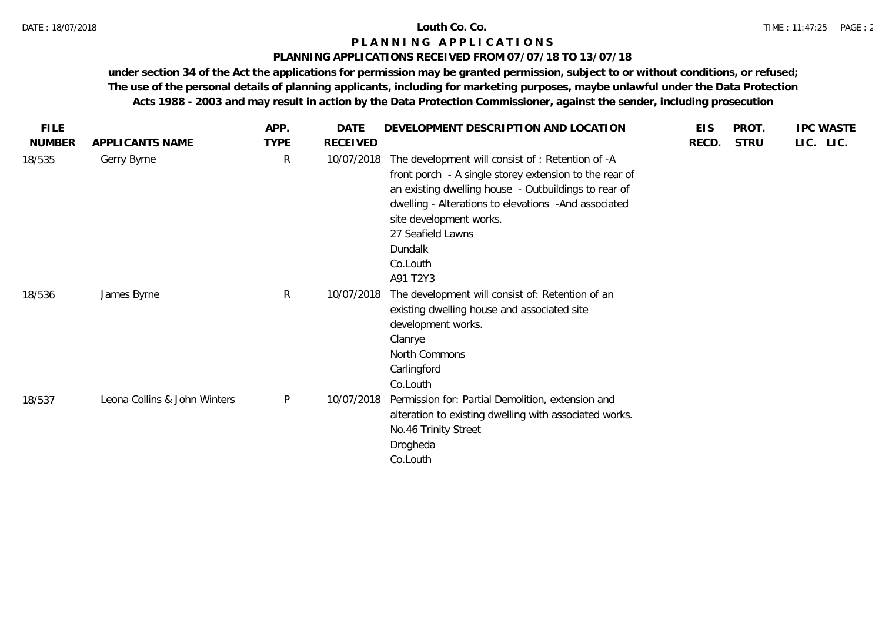# Louth Co. Co.

## PLANNING APPLICATIONS

### PLANNING APPLICATIONS RECEIVED FROM 07/07/18 TO 13/07/18

**under section 34 of the Act the applications for permission may be granted permission, subject to or without conditions, or refused; The use of the personal details of planning applicants, including for marketing purposes, maybe unlawful under the Data Protection Acts 1988 - 2003 and may result in action by the Data Protection Commissioner, against the sender, including prosecution**

| FILE NUMBER | APPLICANTS NAME | APP. TYPE | DATE RECEIVED | DEVELOPMENT DESCRIPTION AND LOCATION | EIS RECD. | PROT. STRU | IPC LIC. | WASTE LIC. |
|---|---|---|---|---|---|---|---|---|
| 18/535 | Gerry Byrne | R | 10/07/2018 | The development will consist of : Retention of -A front porch - A single storey extension to the rear of an existing dwelling house - Outbuildings to rear of dwelling - Alterations to elevations -And associated site development works.<br>27 Seafield Lawns<br>Dundalk<br>Co.Louth<br>A91 T2Y3 | | | | |
| 18/536 | James Byrne | R | 10/07/2018 | The development will consist of: Retention of an existing dwelling house and associated site development works.<br>Clanrye<br>North Commons<br>Carlingford<br>Co.Louth | | | | |
| 18/537 | Leona Collins & John Winters | P | 10/07/2018 | Permission for: Partial Demolition, extension and alteration to existing dwelling with associated works.<br>No.46 Trinity Street<br>Drogheda<br>Co.Louth | | | | |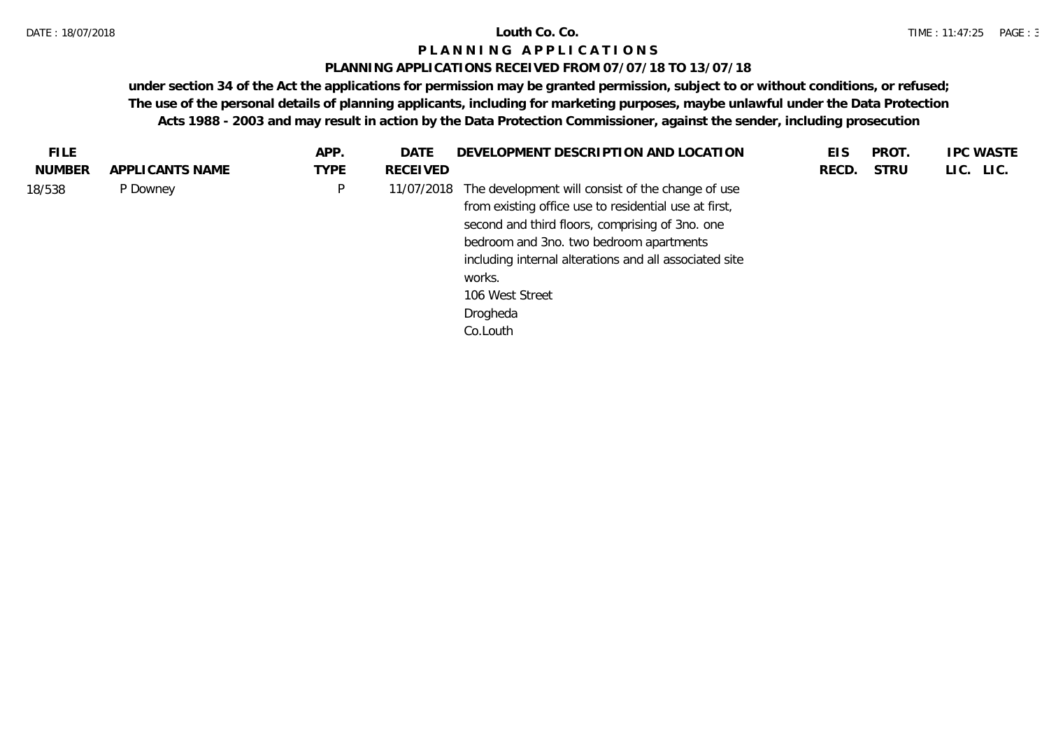**Louth Co. Co.**

# PLANNING APPLICATIONS

## PLANNING APPLICATIONS RECEIVED FROM 07/07/18 TO 13/07/18

**under section 34 of the Act the applications for permission may be granted permission, subject to or without conditions, or refused; The use of the personal details of planning applicants, including for marketing purposes, maybe unlawful under the Data Protection Acts 1988 - 2003 and may result in action by the Data Protection Commissioner, against the sender, including prosecution**

| FILE NUMBER | APPLICANTS NAME | APP. TYPE | DATE RECEIVED | DEVELOPMENT DESCRIPTION AND LOCATION | EIS RECD. | PROT. STRU | IPC LIC. | WASTE LIC. |
|---|---|---|---|---|---|---|---|---|
| 18/538 | P Downey | P | 11/07/2018 | The development will consist of the change of use from existing office use to residential use at first, second and third floors, comprising of 3no. one bedroom and 3no. two bedroom apartments including internal alterations and all associated site works.<br>106 West Street<br>Drogheda<br>Co.Louth | | | | |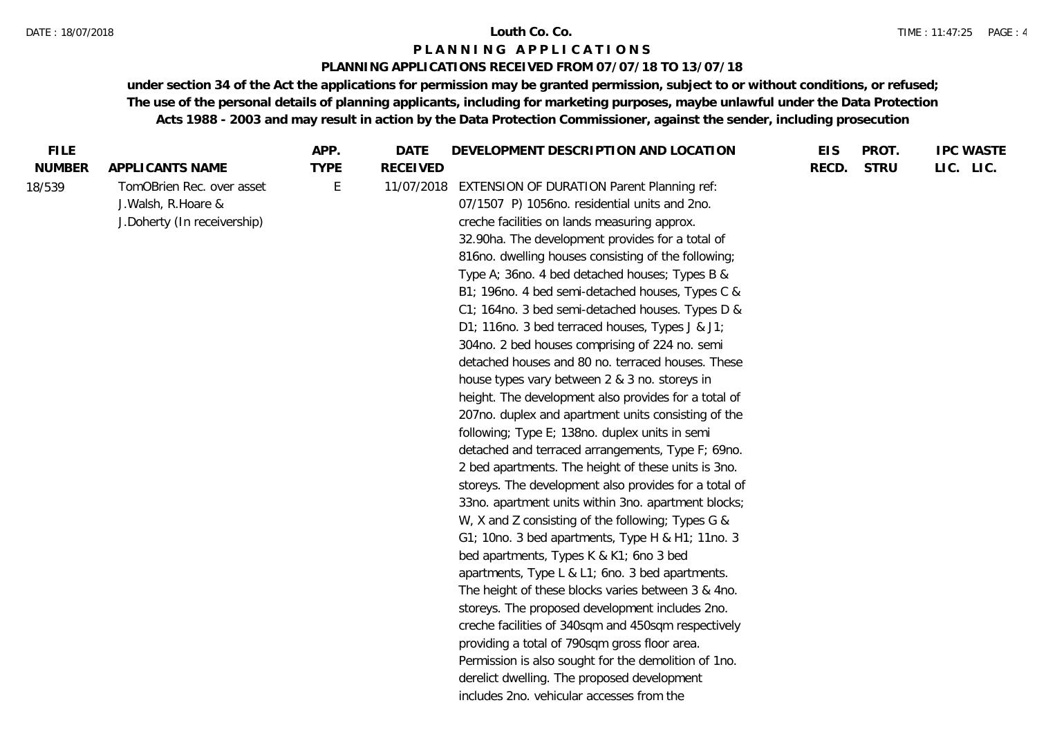# Louth Co. Co.

## PLANNING APPLICATIONS

### PLANNING APPLICATIONS RECEIVED FROM 07/07/18 TO 13/07/18

**under section 34 of the Act the applications for permission may be granted permission, subject to or without conditions, or refused; The use of the personal details of planning applicants, including for marketing purposes, maybe unlawful under the Data Protection Acts 1988 - 2003 and may result in action by the Data Protection Commissioner, against the sender, including prosecution**

| FILE NUMBER | APPLICANTS NAME | APP. TYPE | DATE RECEIVED | DEVELOPMENT DESCRIPTION AND LOCATION | EIS RECD. | PROT. STRU | IPC LIC. | WASTE LIC. |
|---|---|---|---|---|---|---|---|---|
| 18/539 | TomOBrien Rec. over asset J.Walsh, R.Hoare & J.Doherty (In receivership) | E | 11/07/2018 | EXTENSION OF DURATION Parent Planning ref: 07/1507 P) 1056no. residential units and 2no. creche facilities on lands measuring approx. 32.90ha. The development provides for a total of 816no. dwelling houses consisting of the following; Type A; 36no. 4 bed detached houses; Types B & B1; 196no. 4 bed semi-detached houses, Types C & C1; 164no. 3 bed semi-detached houses. Types D & D1; 116no. 3 bed terraced houses, Types J & J1; 304no. 2 bed houses comprising of 224 no. semi detached houses and 80 no. terraced houses. These house types vary between 2 & 3 no. storeys in height. The development also provides for a total of 207no. duplex and apartment units consisting of the following; Type E; 138no. duplex units in semi detached and terraced arrangements, Type F; 69no. 2 bed apartments. The height of these units is 3no. storeys. The development also provides for a total of 33no. apartment units within 3no. apartment blocks; W, X and Z consisting of the following; Types G & G1; 10no. 3 bed apartments, Type H & H1; 11no. 3 bed apartments, Types K & K1; 6no 3 bed apartments, Type L & L1; 6no. 3 bed apartments. The height of these blocks varies between 3 & 4no. storeys. The proposed development includes 2no. creche facilities of 340sqm and 450sqm respectively providing a total of 790sqm gross floor area. Permission is also sought for the demolition of 1no. derelict dwelling. The proposed development includes 2no. vehicular accesses from the | | | | |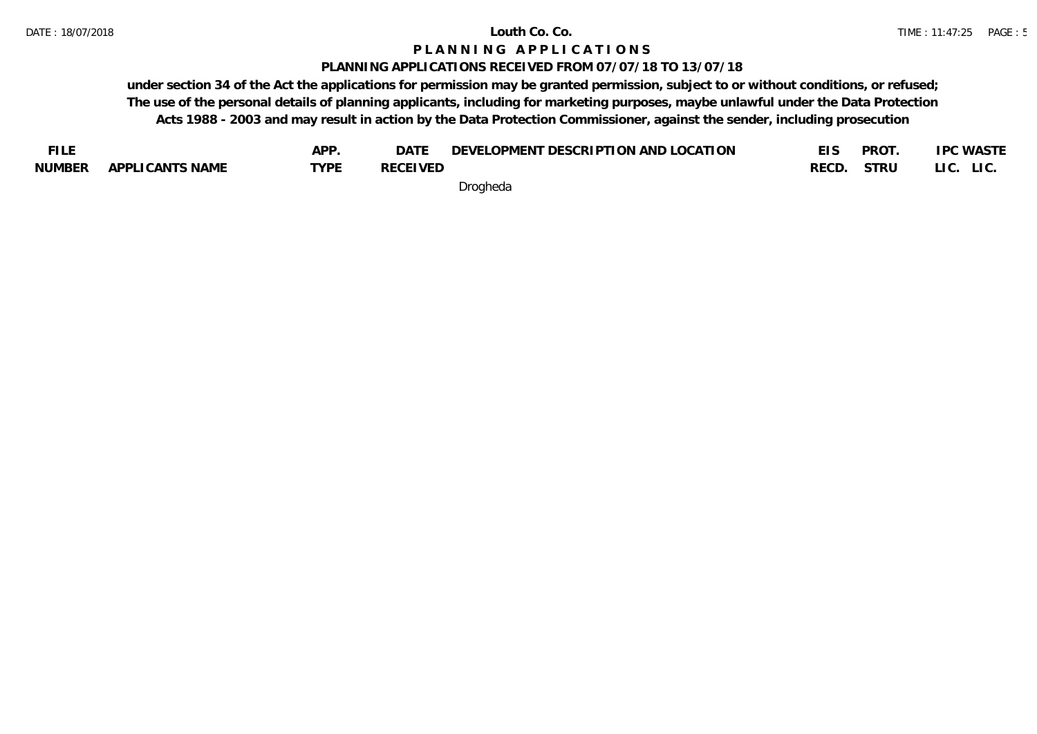# PLANNING APPLICATIONS

## PLANNING APPLICATIONS RECEIVED FROM 07/07/18 TO 13/07/18

**under section 34 of the Act the applications for permission may be granted permission, subject to or without conditions, or refused; The use of the personal details of planning applicants, including for marketing purposes, maybe unlawful under the Data Protection Acts 1988 - 2003 and may result in action by the Data Protection Commissioner, against the sender, including prosecution**

| FILE NUMBER | APPLICANTS NAME | APP. TYPE | DATE RECEIVED | DEVELOPMENT DESCRIPTION AND LOCATION | EIS RECD. | PROT. STRU | IPC LIC. | WASTE LIC. |
|---|---|---|---|---|---|---|---|---|
| | | | | Drogheda | | | | |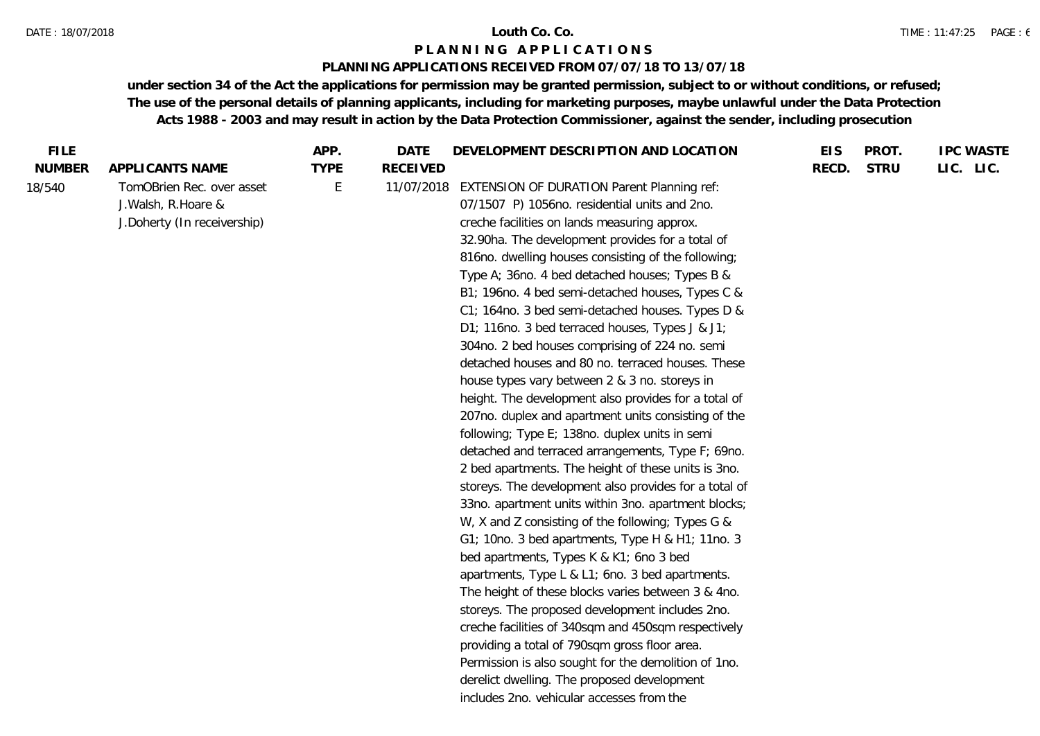**Louth Co. Co.**

**PLANNING APPLICATIONS**

**PLANNING APPLICATIONS RECEIVED FROM 07/07/18 TO 13/07/18**

**under section 34 of the Act the applications for permission may be granted permission, subject to or without conditions, or refused; The use of the personal details of planning applicants, including for marketing purposes, maybe unlawful under the Data Protection Acts 1988 - 2003 and may result in action by the Data Protection Commissioner, against the sender, including prosecution**

| FILE NUMBER | APPLICANTS NAME | APP. TYPE | DATE RECEIVED | DEVELOPMENT DESCRIPTION AND LOCATION | EIS RECD. | PROT. STRU | IPC LIC. | WASTE LIC. |
|---|---|---|---|---|---|---|---|---|
| 18/540 | TomOBrien Rec. over asset J.Walsh, R.Hoare & J.Doherty (In receivership) | E | 11/07/2018 | EXTENSION OF DURATION Parent Planning ref: 07/1507 P) 1056no. residential units and 2no. creche facilities on lands measuring approx. 32.90ha. The development provides for a total of 816no. dwelling houses consisting of the following; Type A; 36no. 4 bed detached houses; Types B & B1; 196no. 4 bed semi-detached houses, Types C & C1; 164no. 3 bed semi-detached houses. Types D & D1; 116no. 3 bed terraced houses, Types J & J1; 304no. 2 bed houses comprising of 224 no. semi detached houses and 80 no. terraced houses. These house types vary between 2 & 3 no. storeys in height. The development also provides for a total of 207no. duplex and apartment units consisting of the following; Type E; 138no. duplex units in semi detached and terraced arrangements, Type F; 69no. 2 bed apartments. The height of these units is 3no. storeys. The development also provides for a total of 33no. apartment units within 3no. apartment blocks; W, X and Z consisting of the following; Types G & G1; 10no. 3 bed apartments, Type H & H1; 11no. 3 bed apartments, Types K & K1; 6no 3 bed apartments, Type L & L1; 6no. 3 bed apartments. The height of these blocks varies between 3 & 4no. storeys. The proposed development includes 2no. creche facilities of 340sqm and 450sqm respectively providing a total of 790sqm gross floor area. Permission is also sought for the demolition of 1no. derelict dwelling. The proposed development includes 2no. vehicular accesses from the | | | | |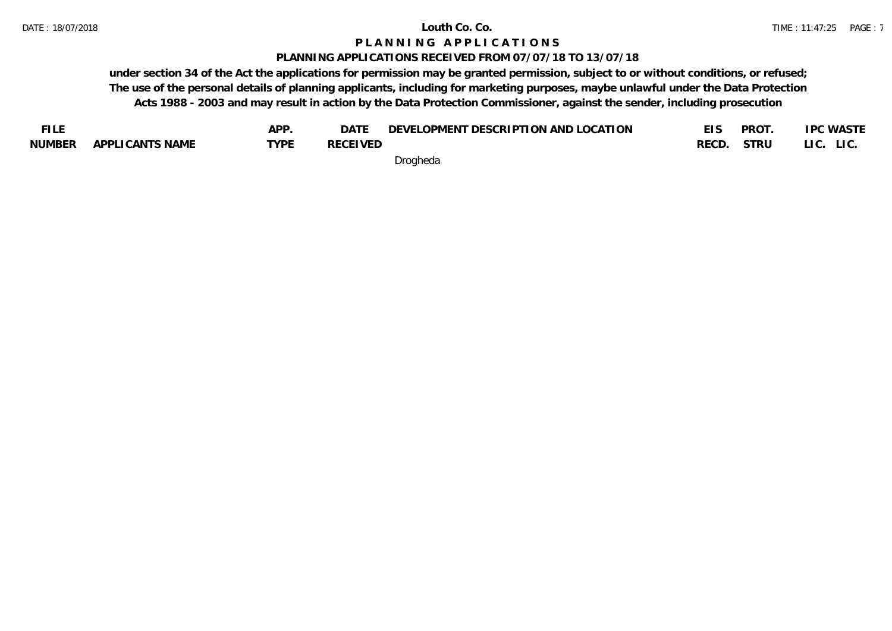# PLANNING APPLICATIONS

## PLANNING APPLICATIONS RECEIVED FROM 07/07/18 TO 13/07/18

**under section 34 of the Act the applications for permission may be granted permission, subject to or without conditions, or refused; The use of the personal details of planning applicants, including for marketing purposes, maybe unlawful under the Data Protection Acts 1988 - 2003 and may result in action by the Data Protection Commissioner, against the sender, including prosecution**

| FILE NUMBER | APPLICANTS NAME | APP. TYPE | DATE RECEIVED | DEVELOPMENT DESCRIPTION AND LOCATION | EIS RECD. | PROT. STRU | IPC LIC. | WASTE LIC. |
|---|---|---|---|---|---|---|---|---|
| | | | | Drogheda | | | | |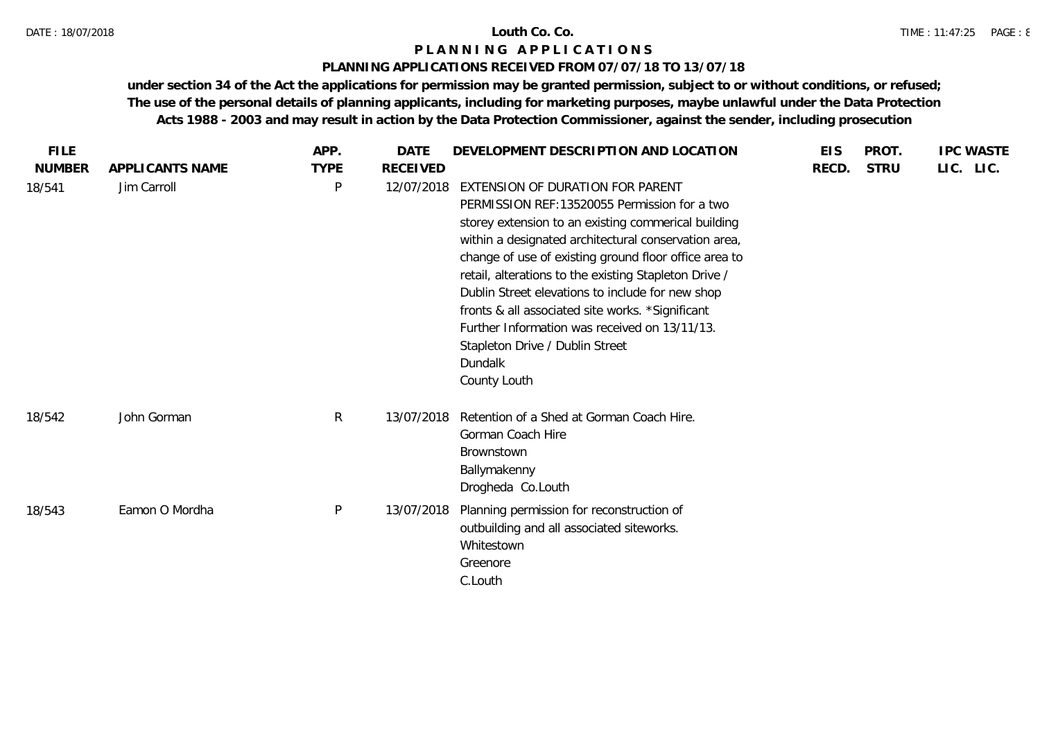**Louth Co. Co.**

# P L A N N I N G   A P P L I C A T I O N S

## PLANNING APPLICATIONS RECEIVED FROM 07/07/18 TO 13/07/18

**under section 34 of the Act the applications for permission may be granted permission, subject to or without conditions, or refused; The use of the personal details of planning applicants, including for marketing purposes, maybe unlawful under the Data Protection Acts 1988 - 2003 and may result in action by the Data Protection Commissioner, against the sender, including prosecution**

| FILE NUMBER | APPLICANTS NAME | APP. TYPE | DATE RECEIVED | DEVELOPMENT DESCRIPTION AND LOCATION | EIS RECD. | PROT. STRU | IPC LIC. | WASTE LIC. |
|---|---|---|---|---|---|---|---|---|
| 18/541 | Jim Carroll | P | 12/07/2018 | EXTENSION OF DURATION FOR PARENT PERMISSION REF:13520055 Permission for a two storey extension to an existing commerical building within a designated architectural conservation area, change of use of existing ground floor office area to retail, alterations to the existing Stapleton Drive / Dublin Street elevations to include for new shop fronts & all associated site works. *Significant Further Information was received on 13/11/13. Stapleton Drive / Dublin Street Dundalk County Louth | | | | |
| 18/542 | John Gorman | R | 13/07/2018 | Retention of a Shed at Gorman Coach Hire. Gorman Coach Hire Brownstown Ballymakenny Drogheda Co.Louth | | | | |
| 18/543 | Eamon O Mordha | P | 13/07/2018 | Planning permission for reconstruction of outbuilding and all associated siteworks. Whitestown Greenore C.Louth | | | | |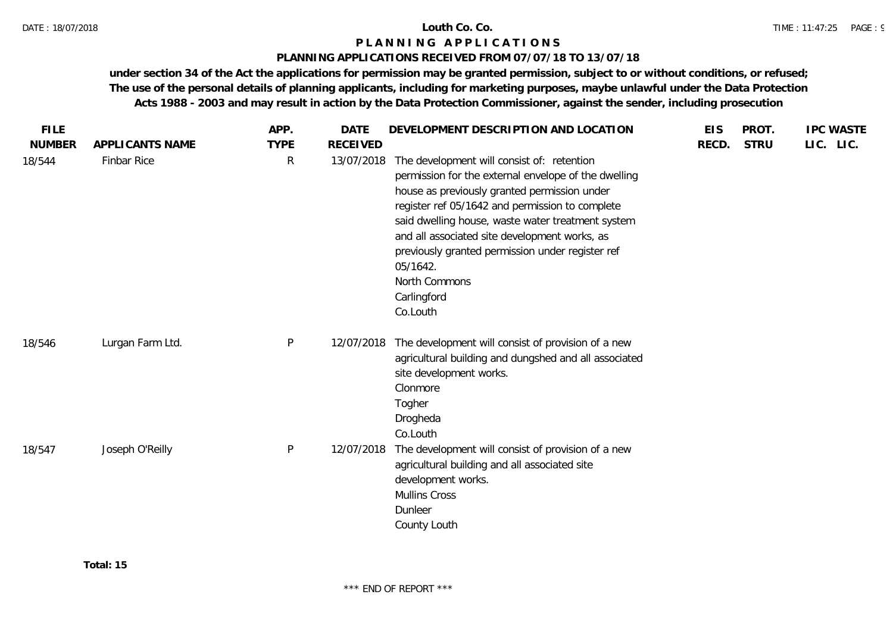# Louth Co. Co.

## P L A N N I N G A P P L I C A T I O N S

### PLANNING APPLICATIONS RECEIVED FROM 07/07/18 TO 13/07/18

**under section 34 of the Act the applications for permission may be granted permission, subject to or without conditions, or refused; The use of the personal details of planning applicants, including for marketing purposes, maybe unlawful under the Data Protection Acts 1988 - 2003 and may result in action by the Data Protection Commissioner, against the sender, including prosecution**

| FILE NUMBER | APPLICANTS NAME | APP. TYPE | DATE RECEIVED | DEVELOPMENT DESCRIPTION AND LOCATION | EIS RECD. | PROT. STRU | IPC LIC. | WASTE LIC. |
|---|---|---|---|---|---|---|---|---|
| 18/544 | Finbar Rice | R | 13/07/2018 | The development will consist of: retention permission for the external envelope of the dwelling house as previously granted permission under register ref 05/1642 and permission to complete said dwelling house, waste water treatment system and all associated site development works, as previously granted permission under register ref 05/1642. North Commons Carlingford Co.Louth | | | | |
| 18/546 | Lurgan Farm Ltd. | P | 12/07/2018 | The development will consist of provision of a new agricultural building and dungshed and all associated site development works. Clonmore Togher Drogheda Co.Louth | | | | |
| 18/547 | Joseph O'Reilly | P | 12/07/2018 | The development will consist of provision of a new agricultural building and all associated site development works. Mullins Cross Dunleer County Louth | | | | |

**Total: 15**

\*\*\* END OF REPORT \*\*\*